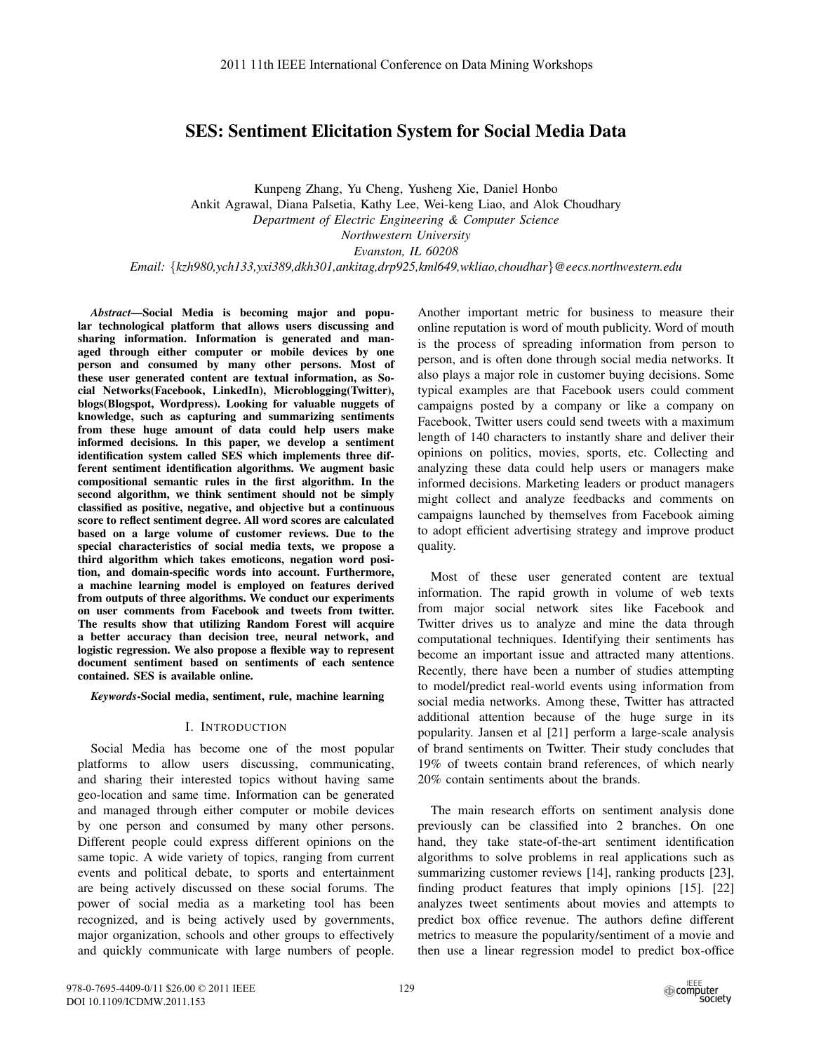# SES: Sentiment Elicitation System for Social Media Data

Kunpeng Zhang, Yu Cheng, Yusheng Xie, Daniel Honbo
Ankit Agrawal, Diana Palsetia, Kathy Lee, Wei-keng Liao, and Alok Choudhary
*Department of Electric Engineering & Computer Science*
*Northwestern University*
*Evanston, IL 60208*
*Email: {kzh980,ych133,yxi389,dkh301,ankitag,drp925,kml649,wkliao,choudhar}@eecs.northwestern.edu*

***Abstract*—Social Media is becoming major and popular technological platform that allows users discussing and sharing information. Information is generated and managed through either computer or mobile devices by one person and consumed by many other persons. Most of these user generated content are textual information, as Social Networks(Facebook, LinkedIn), Microblogging(Twitter), blogs(Blogspot, Wordpress). Looking for valuable nuggets of knowledge, such as capturing and summarizing sentiments from these huge amount of data could help users make informed decisions. In this paper, we develop a sentiment identification system called SES which implements three different sentiment identification algorithms. We augment basic compositional semantic rules in the first algorithm. In the second algorithm, we think sentiment should not be simply classified as positive, negative, and objective but a continuous score to reflect sentiment degree. All word scores are calculated based on a large volume of customer reviews. Due to the special characteristics of social media texts, we propose a third algorithm which takes emoticons, negation word position, and domain-specific words into account. Furthermore, a machine learning model is employed on features derived from outputs of three algorithms. We conduct our experiments on user comments from Facebook and tweets from twitter. The results show that utilizing Random Forest will acquire a better accuracy than decision tree, neural network, and logistic regression. We also propose a flexible way to represent document sentiment based on sentiments of each sentence contained. SES is available online.**

***Keywords*-Social media, sentiment, rule, machine learning**

## I. INTRODUCTION

Social Media has become one of the most popular platforms to allow users discussing, communicating, and sharing their interested topics without having same geo-location and same time. Information can be generated and managed through either computer or mobile devices by one person and consumed by many other persons. Different people could express different opinions on the same topic. A wide variety of topics, ranging from current events and political debate, to sports and entertainment are being actively discussed on these social forums. The power of social media as a marketing tool has been recognized, and is being actively used by governments, major organization, schools and other groups to effectively and quickly communicate with large numbers of people. Another important metric for business to measure their online reputation is word of mouth publicity. Word of mouth is the process of spreading information from person to person, and is often done through social media networks. It also plays a major role in customer buying decisions. Some typical examples are that Facebook users could comment campaigns posted by a company or like a company on Facebook, Twitter users could send tweets with a maximum length of 140 characters to instantly share and deliver their opinions on politics, movies, sports, etc. Collecting and analyzing these data could help users or managers make informed decisions. Marketing leaders or product managers might collect and analyze feedbacks and comments on campaigns launched by themselves from Facebook aiming to adopt efficient advertising strategy and improve product quality.

Most of these user generated content are textual information. The rapid growth in volume of web texts from major social network sites like Facebook and Twitter drives us to analyze and mine the data through computational techniques. Identifying their sentiments has become an important issue and attracted many attentions. Recently, there have been a number of studies attempting to model/predict real-world events using information from social media networks. Among these, Twitter has attracted additional attention because of the huge surge in its popularity. Jansen et al [21] perform a large-scale analysis of brand sentiments on Twitter. Their study concludes that 19% of tweets contain brand references, of which nearly 20% contain sentiments about the brands.

The main research efforts on sentiment analysis done previously can be classified into 2 branches. On one hand, they take state-of-the-art sentiment identification algorithms to solve problems in real applications such as summarizing customer reviews [14], ranking products [23], finding product features that imply opinions [15]. [22] analyzes tweet sentiments about movies and attempts to predict box office revenue. The authors define different metrics to measure the popularity/sentiment of a movie and then use a linear regression model to predict box-office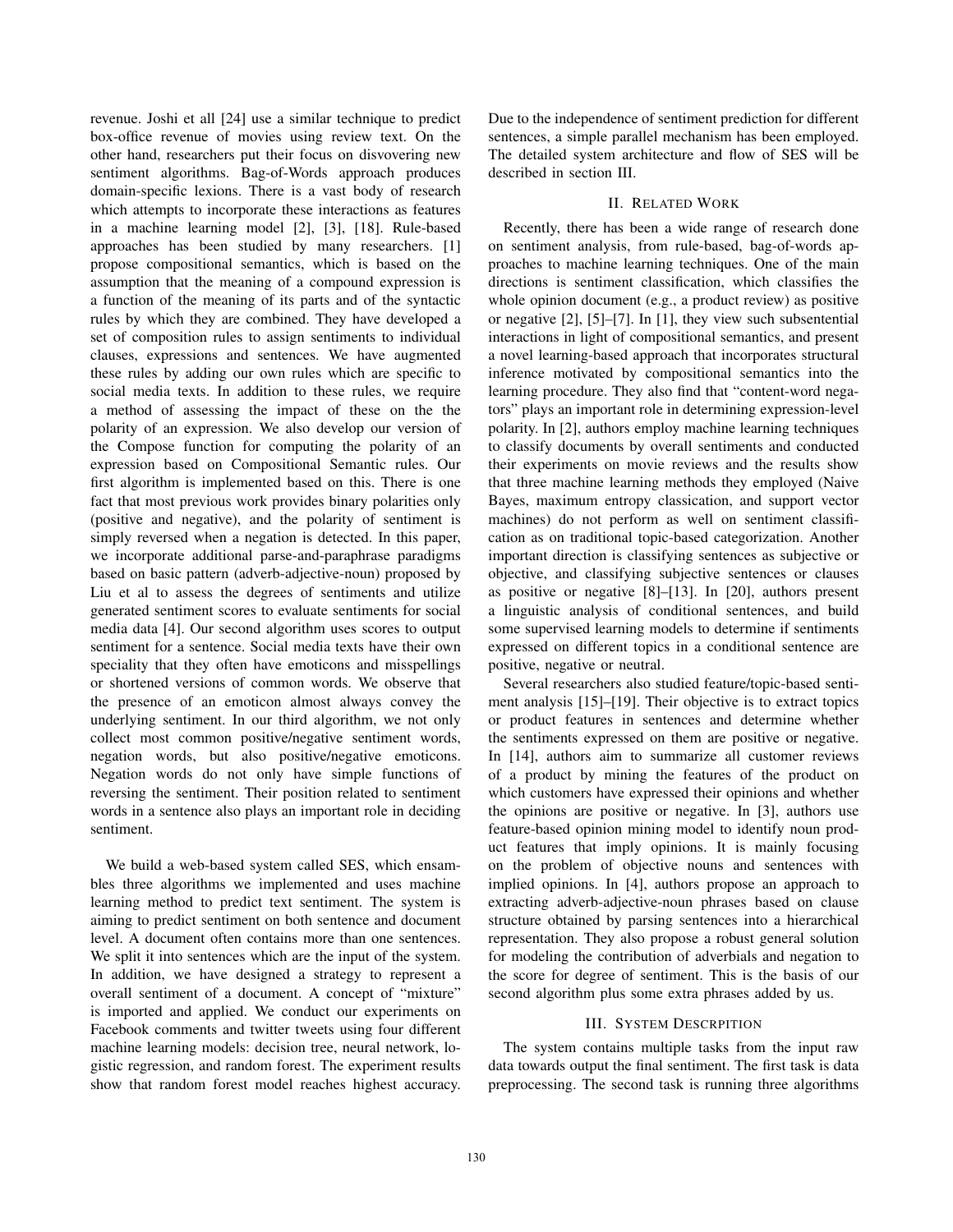revenue. Joshi et all [24] use a similar technique to predict box-office revenue of movies using review text. On the other hand, researchers put their focus on disvovering new sentiment algorithms. Bag-of-Words approach produces domain-specific lexions. There is a vast body of research which attempts to incorporate these interactions as features in a machine learning model [2], [3], [18]. Rule-based approaches has been studied by many researchers. [1] propose compositional semantics, which is based on the assumption that the meaning of a compound expression is a function of the meaning of its parts and of the syntactic rules by which they are combined. They have developed a set of composition rules to assign sentiments to individual clauses, expressions and sentences. We have augmented these rules by adding our own rules which are specific to social media texts. In addition to these rules, we require a method of assessing the impact of these on the the polarity of an expression. We also develop our version of the Compose function for computing the polarity of an expression based on Compositional Semantic rules. Our first algorithm is implemented based on this. There is one fact that most previous work provides binary polarities only (positive and negative), and the polarity of sentiment is simply reversed when a negation is detected. In this paper, we incorporate additional parse-and-paraphrase paradigms based on basic pattern (adverb-adjective-noun) proposed by Liu et al to assess the degrees of sentiments and utilize generated sentiment scores to evaluate sentiments for social media data [4]. Our second algorithm uses scores to output sentiment for a sentence. Social media texts have their own speciality that they often have emoticons and misspellings or shortened versions of common words. We observe that the presence of an emoticon almost always convey the underlying sentiment. In our third algorithm, we not only collect most common positive/negative sentiment words, negation words, but also positive/negative emoticons. Negation words do not only have simple functions of reversing the sentiment. Their position related to sentiment words in a sentence also plays an important role in deciding sentiment.

We build a web-based system called SES, which ensambles three algorithms we implemented and uses machine learning method to predict text sentiment. The system is aiming to predict sentiment on both sentence and document level. A document often contains more than one sentences. We split it into sentences which are the input of the system. In addition, we have designed a strategy to represent a overall sentiment of a document. A concept of "mixture" is imported and applied. We conduct our experiments on Facebook comments and twitter tweets using four different machine learning models: decision tree, neural network, logistic regression, and random forest. The experiment results show that random forest model reaches highest accuracy. Due to the independence of sentiment prediction for different sentences, a simple parallel mechanism has been employed. The detailed system architecture and flow of SES will be described in section III.

## II. Related Work

Recently, there has been a wide range of research done on sentiment analysis, from rule-based, bag-of-words approaches to machine learning techniques. One of the main directions is sentiment classification, which classifies the whole opinion document (e.g., a product review) as positive or negative [2], [5]–[7]. In [1], they view such subsentential interactions in light of compositional semantics, and present a novel learning-based approach that incorporates structural inference motivated by compositional semantics into the learning procedure. They also find that "content-word negators" plays an important role in determining expression-level polarity. In [2], authors employ machine learning techniques to classify documents by overall sentiments and conducted their experiments on movie reviews and the results show that three machine learning methods they employed (Naive Bayes, maximum entropy classication, and support vector machines) do not perform as well on sentiment classification as on traditional topic-based categorization. Another important direction is classifying sentences as subjective or objective, and classifying subjective sentences or clauses as positive or negative [8]–[13]. In [20], authors present a linguistic analysis of conditional sentences, and build some supervised learning models to determine if sentiments expressed on different topics in a conditional sentence are positive, negative or neutral.

Several researchers also studied feature/topic-based sentiment analysis [15]–[19]. Their objective is to extract topics or product features in sentences and determine whether the sentiments expressed on them are positive or negative. In [14], authors aim to summarize all customer reviews of a product by mining the features of the product on which customers have expressed their opinions and whether the opinions are positive or negative. In [3], authors use feature-based opinion mining model to identify noun product features that imply opinions. It is mainly focusing on the problem of objective nouns and sentences with implied opinions. In [4], authors propose an approach to extracting adverb-adjective-noun phrases based on clause structure obtained by parsing sentences into a hierarchical representation. They also propose a robust general solution for modeling the contribution of adverbials and negation to the score for degree of sentiment. This is the basis of our second algorithm plus some extra phrases added by us.

## III. System Descrpition

The system contains multiple tasks from the input raw data towards output the final sentiment. The first task is data preprocessing. The second task is running three algorithms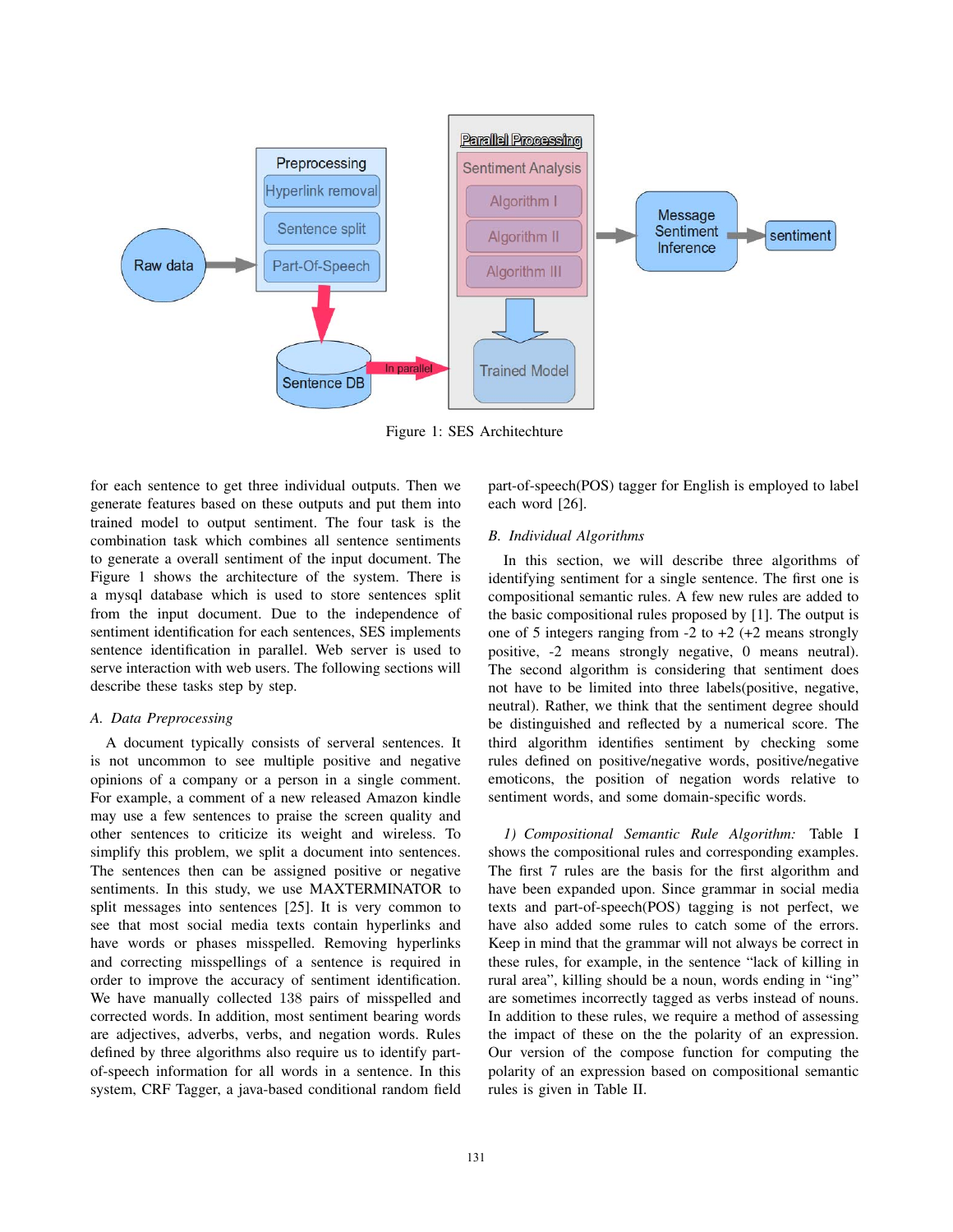Figure 1: SES Architechture

for each sentence to get three individual outputs. Then we generate features based on these outputs and put them into trained model to output sentiment. The four task is the combination task which combines all sentence sentiments to generate a overall sentiment of the input document. The Figure 1 shows the architecture of the system. There is a mysql database which is used to store sentences split from the input document. Due to the independence of sentiment identification for each sentences, SES implements sentence identification in parallel. Web server is used to serve interaction with web users. The following sections will describe these tasks step by step.

### *A. Data Preprocessing*

A document typically consists of serveral sentences. It is not uncommon to see multiple positive and negative opinions of a company or a person in a single comment. For example, a comment of a new released Amazon kindle may use a few sentences to praise the screen quality and other sentences to criticize its weight and wireless. To simplify this problem, we split a document into sentences. The sentences then can be assigned positive or negative sentiments. In this study, we use MAXTERMINATOR to split messages into sentences [25]. It is very common to see that most social media texts contain hyperlinks and have words or phases misspelled. Removing hyperlinks and correcting misspellings of a sentence is required in order to improve the accuracy of sentiment identification. We have manually collected 138 pairs of misspelled and corrected words. In addition, most sentiment bearing words are adjectives, adverbs, verbs, and negation words. Rules defined by three algorithms also require us to identify part-of-speech information for all words in a sentence. In this system, CRF Tagger, a java-based conditional random field part-of-speech(POS) tagger for English is employed to label each word [26].

### *B. Individual Algorithms*

In this section, we will describe three algorithms of identifying sentiment for a single sentence. The first one is compositional semantic rules. A few new rules are added to the basic compositional rules proposed by [1]. The output is one of 5 integers ranging from -2 to +2 (+2 means strongly positive, -2 means strongly negative, 0 means neutral). The second algorithm is considering that sentiment does not have to be limited into three labels(positive, negative, neutral). Rather, we think that the sentiment degree should be distinguished and reflected by a numerical score. The third algorithm identifies sentiment by checking some rules defined on positive/negative words, positive/negative emoticons, the position of negation words relative to sentiment words, and some domain-specific words.

*1) Compositional Semantic Rule Algorithm:* Table I shows the compositional rules and corresponding examples. The first 7 rules are the basis for the first algorithm and have been expanded upon. Since grammar in social media texts and part-of-speech(POS) tagging is not perfect, we have also added some rules to catch some of the errors. Keep in mind that the grammar will not always be correct in these rules, for example, in the sentence "lack of killing in rural area", killing should be a noun, words ending in "ing" are sometimes incorrectly tagged as verbs instead of nouns. In addition to these rules, we require a method of assessing the impact of these on the the polarity of an expression. Our version of the compose function for computing the polarity of an expression based on compositional semantic rules is given in Table II.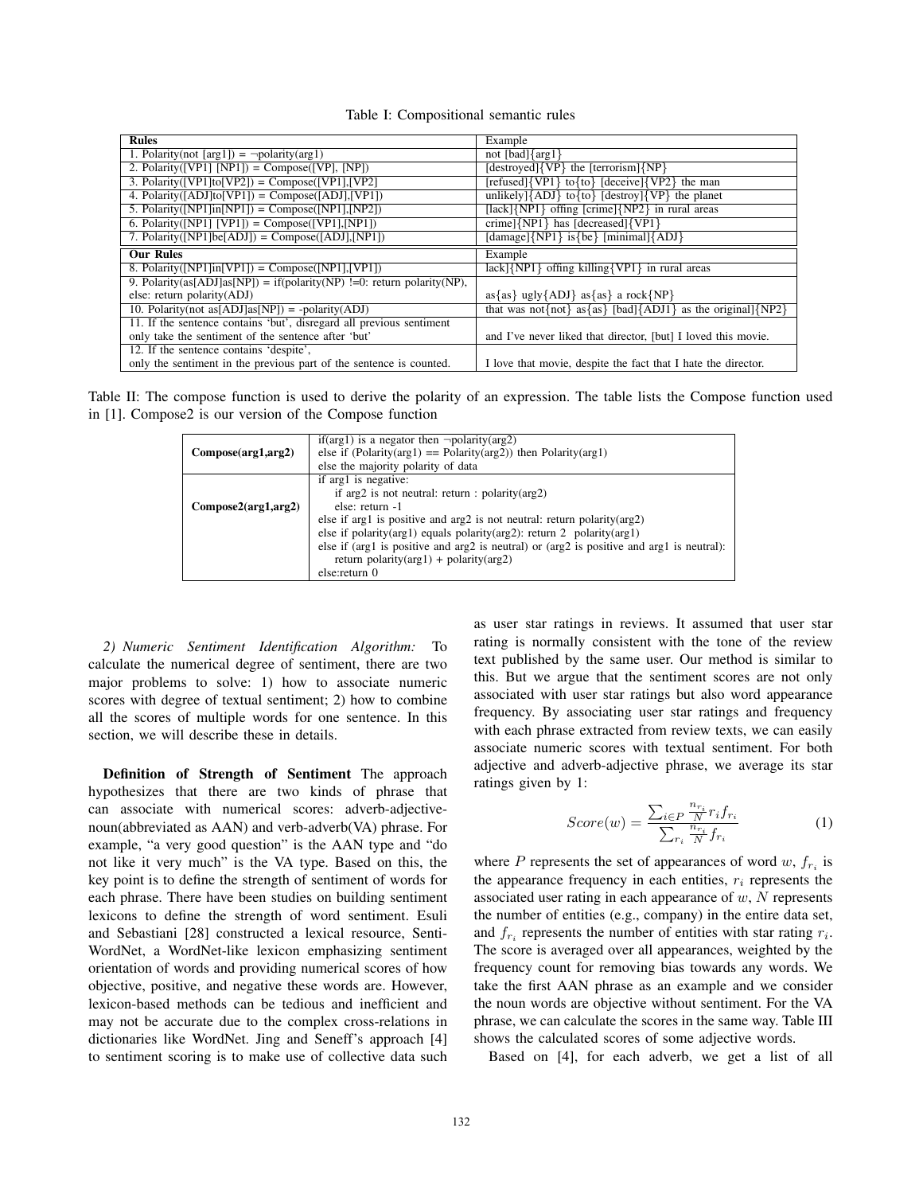Table I: Compositional semantic rules

| **Rules** | Example |
|---|---|
| 1. Polarity(not [arg1]) = ¬polarity(arg1) | not [bad]{arg1} |
| 2. Polarity([VP1] [NP1]) = Compose([VP], [NP]) | [destroyed]{VP} the [terrorism]{NP} |
| 3. Polarity([VP1]to[VP2]) = Compose([VP1],[VP2] | [refused]{VP1} to{to} [deceive]{VP2} the man |
| 4. Polarity([ADJ]to[VP1]) = Compose([ADJ],[VP1]) | unlikely]{ADJ} to{to} [destroy]{VP} the planet |
| 5. Polarity([NP1]in[NP1]) = Compose([NP1],[NP2]) | [lack]{NP1} offing [crime]{NP2} in rural areas |
| 6. Polarity([NP1] [VP1]) = Compose([VP1],[NP1]) | crime]{NP1} has [decreased]{VP1} |
| 7. Polarity([NP1]be[ADJ]) = Compose([ADJ],[NP1]) | [damage]{NP1} is{be} [minimal]{ADJ} |
| **Our Rules** | Example |
| 8. Polarity([NP1]in[VP1]) = Compose([NP1],[VP1]) | lack]{NP1} offing killing{VP1} in rural areas |
| 9. Polarity(as[ADJ]as[NP]) = if(polarity(NP) !=0: return polarity(NP), else: return polarity(ADJ) | as{as} ugly{ADJ} as{as} a rock{NP} |
| 10. Polarity(not as[ADJ]as[NP]) = -polarity(ADJ) | that was not{not} as{as} [bad]{ADJ} as the original]{NP2} |
| 11. If the sentence contains 'but', disregard all previous sentiment only take the sentiment of the sentence after 'but' | and I've never liked that director, [but] I loved this movie. |
| 12. If the sentence contains 'despite', only the sentiment in the previous part of the sentence is counted. | I love that movie, despite the fact that I hate the director. |

Table II: The compose function is used to derive the polarity of an expression. The table lists the Compose function used in [1]. Compose2 is our version of the Compose function

| | |
|---|---|
| **Compose(arg1,arg2)** | if(arg1) is a negator then ¬polarity(arg2)<br>else if (Polarity(arg1) == Polarity(arg2)) then Polarity(arg1)<br>else the majority polarity of data |
| **Compose2(arg1,arg2)** | if arg1 is negative:<br>if arg2 is not neutral: return : polarity(arg2)<br>else: return -1<br>else if arg1 is positive and arg2 is not neutral: return polarity(arg2)<br>else if polarity(arg1) equals polarity(arg2): return 2 polarity(arg1)<br>else if (arg1 is positive and arg2 is neutral) or (arg2 is positive and arg1 is neutral):<br>return polarity(arg1) + polarity(arg2)<br>else:return 0 |

*2) Numeric Sentiment Identification Algorithm:* To calculate the numerical degree of sentiment, there are two major problems to solve: 1) how to associate numeric scores with degree of textual sentiment; 2) how to combine all the scores of multiple words for one sentence. In this section, we will describe these in details.

**Definition of Strength of Sentiment** The approach hypothesizes that there are two kinds of phrase that can associate with numerical scores: adverb-adjective-noun(abbreviated as AAN) and verb-adverb(VA) phrase. For example, "a very good question" is the AAN type and "do not like it very much" is the VA type. Based on this, the key point is to define the strength of sentiment of words for each phrase. There have been studies on building sentiment lexicons to define the strength of word sentiment. Esuli and Sebastiani [28] constructed a lexical resource, Senti-WordNet, a WordNet-like lexicon emphasizing sentiment orientation of words and providing numerical scores of how objective, positive, and negative these words are. However, lexicon-based methods can be tedious and inefficient and may not be accurate due to the complex cross-relations in dictionaries like WordNet. Jing and Seneff's approach [4] to sentiment scoring is to make use of collective data such as user star ratings in reviews. It assumed that user star rating is normally consistent with the tone of the review text published by the same user. Our method is similar to this. But we argue that the sentiment scores are not only associated with user star ratings but also word appearance frequency. By associating user star ratings and frequency with each phrase extracted from review texts, we can easily associate numeric scores with textual sentiment. For both adjective and adverb-adjective phrase, we average its star ratings given by 1:

$$Score(w) = \frac{\sum_{i \in P} \frac{n_{r_i}}{N} r_i f_{r_i}}{\sum_{r_i} \frac{n_{r_i}}{N} f_{r_i}} \tag{1}$$

where $P$ represents the set of appearances of word $w$, $f_{r_i}$ is the appearance frequency in each entities, $r_i$ represents the associated user rating in each appearance of $w$, $N$ represents the number of entities (e.g., company) in the entire data set, and $f_{r_i}$ represents the number of entities with star rating $r_i$. The score is averaged over all appearances, weighted by the frequency count for removing bias towards any words. We take the first AAN phrase as an example and we consider the noun words are objective without sentiment. For the VA phrase, we can calculate the scores in the same way. Table III shows the calculated scores of some adjective words.

Based on [4], for each adverb, we get a list of all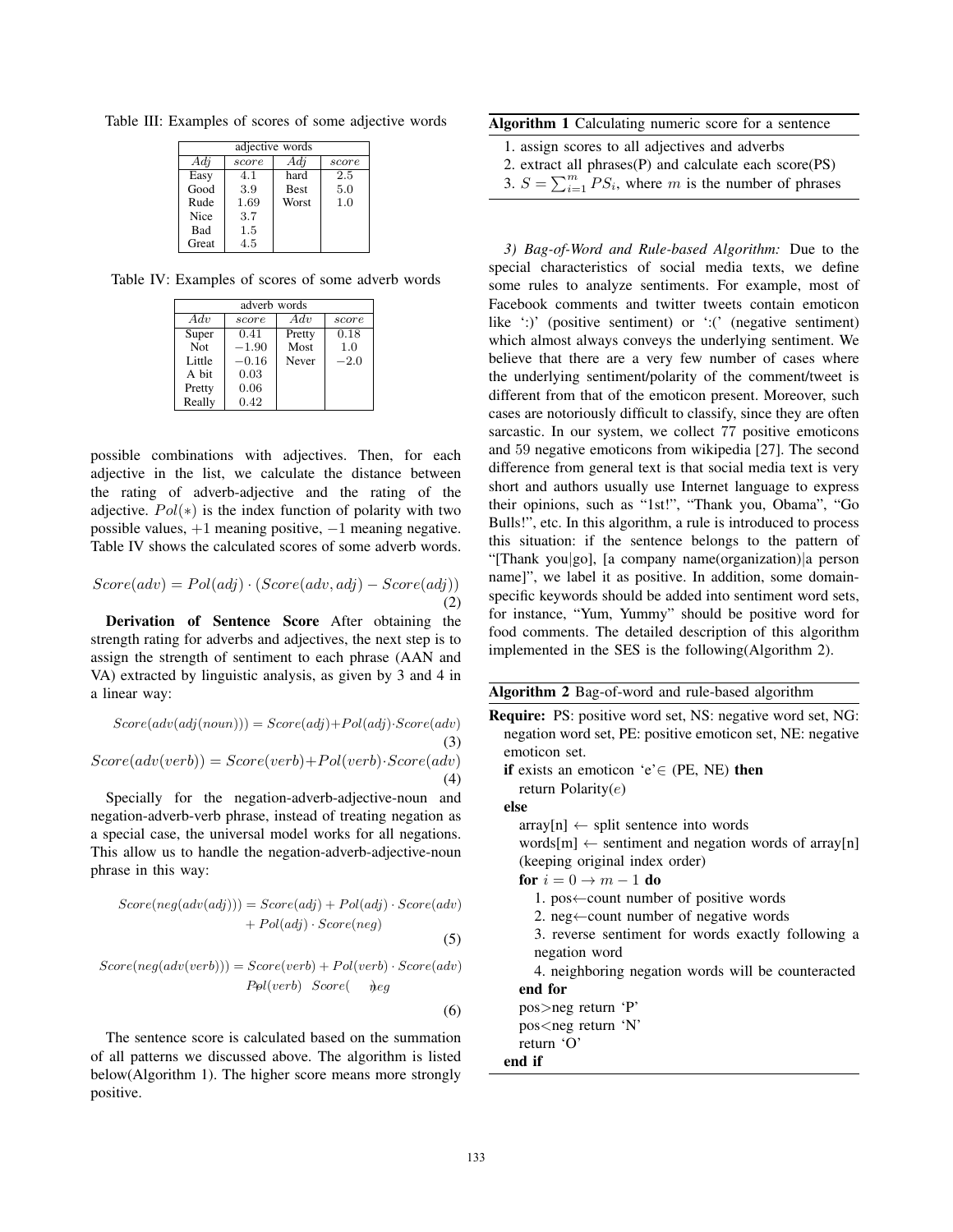Table III: Examples of scores of some adjective words

| adjective words | | | |
|---|---|---|---|
| *Adj* | *score* | *Adj* | *score* |
| Easy | 4.1 | hard | 2.5 |
| Good | 3.9 | Best | 5.0 |
| Rude | 1.69 | Worst | 1.0 |
| Nice | 3.7 | | |
| Bad | 1.5 | | |
| Great | 4.5 | | |

Table IV: Examples of scores of some adverb words

| adverb words | | | |
|---|---|---|---|
| *Adv* | *score* | *Adv* | *score* |
| Super | 0.41 | Pretty | 0.18 |
| Not | −1.90 | Most | 1.0 |
| Little | −0.16 | Never | −2.0 |
| A bit | 0.03 | | |
| Pretty | 0.06 | | |
| Really | 0.42 | | |

possible combinations with adjectives. Then, for each adjective in the list, we calculate the distance between the rating of adverb-adjective and the rating of the adjective. $Pol(*)$ is the index function of polarity with two possible values, $+1$ meaning positive, $-1$ meaning negative. Table IV shows the calculated scores of some adverb words.

$$Score(adv) = Pol(adj) \cdot (Score(adv, adj) - Score(adj)) \tag{2}$$

**Derivation of Sentence Score** After obtaining the strength rating for adverbs and adjectives, the next step is to assign the strength of sentiment to each phrase (AAN and VA) extracted by linguistic analysis, as given by 3 and 4 in a linear way:

$$Score(adv(adj(noun))) = Score(adj) + Pol(adj) \cdot Score(adv) \tag{3}$$

$$Score(adv(verb)) = Score(verb) + Pol(verb) \cdot Score(adv) \tag{4}$$

Specially for the negation-adverb-adjective-noun and negation-adverb-verb phrase, instead of treating negation as a special case, the universal model works for all negations. This allow us to handle the negation-adverb-adjective-noun phrase in this way:

$$Score(neg(adv(adj))) = Score(adj) + Pol(adj) \cdot Score(adv) + Pol(adj) \cdot Score(neg) \tag{5}$$

$$Score(neg(adv(verb))) = Score(verb) + Pol(verb) \cdot Score(adv) + Pol(verb) \cdot Score(neg) \tag{6}$$

The sentence score is calculated based on the summation of all patterns we discussed above. The algorithm is listed below(Algorithm 1). The higher score means more strongly positive.

**Algorithm 1** Calculating numeric score for a sentence

1. assign scores to all adjectives and adverbs
2. extract all phrases(P) and calculate each score(PS)
3. $S = \sum_{i=1}^{m} PS_i$, where $m$ is the number of phrases

*3) Bag-of-Word and Rule-based Algorithm:* Due to the special characteristics of social media texts, we define some rules to analyze sentiments. For example, most of Facebook comments and twitter tweets contain emoticon like ':)' (positive sentiment) or ':(' (negative sentiment) which almost always conveys the underlying sentiment. We believe that there are a very few number of cases where the underlying sentiment/polarity of the comment/tweet is different from that of the emoticon present. Moreover, such cases are notoriously difficult to classify, since they are often sarcastic. In our system, we collect 77 positive emoticons and 59 negative emoticons from wikipedia [27]. The second difference from general text is that social media text is very short and authors usually use Internet language to express their opinions, such as "1st!", "Thank you, Obama", "Go Bulls!", etc. In this algorithm, a rule is introduced to process this situation: if the sentence belongs to the pattern of "[Thank you|go], [a company name(organization)|a person name]", we label it as positive. In addition, some domain-specific keywords should be added into sentiment word sets, for instance, "Yum, Yummy" should be positive word for food comments. The detailed description of this algorithm implemented in the SES is the following(Algorithm 2).

**Algorithm 2** Bag-of-word and rule-based algorithm

**Require:** PS: positive word set, NS: negative word set, NG: negation word set, PE: positive emoticon set, NE: negative emoticon set.

**if** exists an emoticon 'e'∈ (PE, NE) **then**
  return Polarity($e$)
**else**
  array[n] ← split sentence into words
  words[m] ← sentiment and negation words of array[n] (keeping original index order)
  **for** $i = 0 \rightarrow m - 1$ **do**
    1. pos←count number of positive words
    2. neg←count number of negative words
    3. reverse sentiment for words exactly following a negation word
    4. neighboring negation words will be counteracted
  **end for**
  pos>neg return 'P'
  pos<neg return 'N'
  return 'O'
**end if**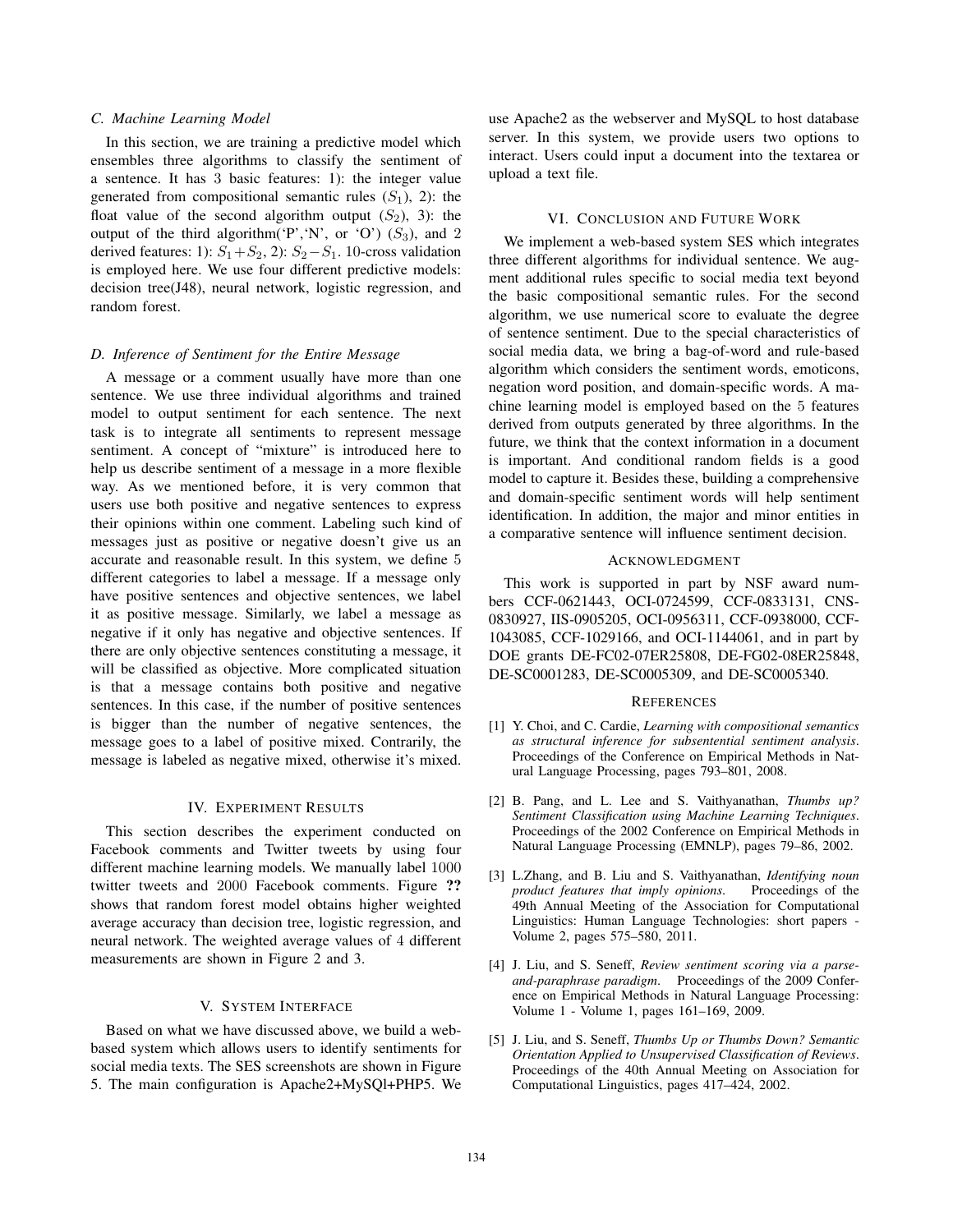### C. Machine Learning Model

In this section, we are training a predictive model which ensembles three algorithms to classify the sentiment of a sentence. It has 3 basic features: 1): the integer value generated from compositional semantic rules ($S_1$), 2): the float value of the second algorithm output ($S_2$), 3): the output of the third algorithm('P','N', or 'O') ($S_3$), and 2 derived features: 1): $S_1 + S_2$, 2): $S_2 - S_1$. 10-cross validation is employed here. We use four different predictive models: decision tree(J48), neural network, logistic regression, and random forest.

### D. Inference of Sentiment for the Entire Message

A message or a comment usually have more than one sentence. We use three individual algorithms and trained model to output sentiment for each sentence. The next task is to integrate all sentiments to represent message sentiment. A concept of "mixture" is introduced here to help us describe sentiment of a message in a more flexible way. As we mentioned before, it is very common that users use both positive and negative sentences to express their opinions within one comment. Labeling such kind of messages just as positive or negative doesn't give us an accurate and reasonable result. In this system, we define 5 different categories to label a message. If a message only have positive sentences and objective sentences, we label it as positive message. Similarly, we label a message as negative if it only has negative and objective sentences. If there are only objective sentences constituting a message, it will be classified as objective. More complicated situation is that a message contains both positive and negative sentences. In this case, if the number of positive sentences is bigger than the number of negative sentences, the message goes to a label of positive mixed. Contrarily, the message is labeled as negative mixed, otherwise it's mixed.

## IV. Experiment Results

This section describes the experiment conducted on Facebook comments and Twitter tweets by using four different machine learning models. We manually label 1000 twitter tweets and 2000 Facebook comments. Figure **??** shows that random forest model obtains higher weighted average accuracy than decision tree, logistic regression, and neural network. The weighted average values of 4 different measurements are shown in Figure 2 and 3.

## V. System Interface

Based on what we have discussed above, we build a web-based system which allows users to identify sentiments for social media texts. The SES screenshots are shown in Figure 5. The main configuration is Apache2+MySQl+PHP5. We use Apache2 as the webserver and MySQL to host database server. In this system, we provide users two options to interact. Users could input a document into the textarea or upload a text file.

## VI. Conclusion and Future Work

We implement a web-based system SES which integrates three different algorithms for individual sentence. We augment additional rules specific to social media text beyond the basic compositional semantic rules. For the second algorithm, we use numerical score to evaluate the degree of sentence sentiment. Due to the special characteristics of social media data, we bring a bag-of-word and rule-based algorithm which considers the sentiment words, emoticons, negation word position, and domain-specific words. A machine learning model is employed based on the 5 features derived from outputs generated by three algorithms. In the future, we think that the context information in a document is important. And conditional random fields is a good model to capture it. Besides these, building a comprehensive and domain-specific sentiment words will help sentiment identification. In addition, the major and minor entities in a comparative sentence will influence sentiment decision.

## Acknowledgment

This work is supported in part by NSF award numbers CCF-0621443, OCI-0724599, CCF-0833131, CNS-0830927, IIS-0905205, OCI-0956311, CCF-0938000, CCF-1043085, CCF-1029166, and OCI-1144061, and in part by DOE grants DE-FC02-07ER25808, DE-FG02-08ER25848, DE-SC0001283, DE-SC0005309, and DE-SC0005340.

## References

[1] Y. Choi, and C. Cardie, *Learning with compositional semantics as structural inference for subsentential sentiment analysis*. Proceedings of the Conference on Empirical Methods in Natural Language Processing, pages 793–801, 2008.

[2] B. Pang, and L. Lee and S. Vaithyanathan, *Thumbs up? Sentiment Classification using Machine Learning Techniques*. Proceedings of the 2002 Conference on Empirical Methods in Natural Language Processing (EMNLP), pages 79–86, 2002.

[3] L.Zhang, and B. Liu and S. Vaithyanathan, *Identifying noun product features that imply opinions*. Proceedings of the 49th Annual Meeting of the Association for Computational Linguistics: Human Language Technologies: short papers - Volume 2, pages 575–580, 2011.

[4] J. Liu, and S. Seneff, *Review sentiment scoring via a parse-and-paraphrase paradigm*. Proceedings of the 2009 Conference on Empirical Methods in Natural Language Processing: Volume 1 - Volume 1, pages 161–169, 2009.

[5] J. Liu, and S. Seneff, *Thumbs Up or Thumbs Down? Semantic Orientation Applied to Unsupervised Classification of Reviews*. Proceedings of the 40th Annual Meeting on Association for Computational Linguistics, pages 417–424, 2002.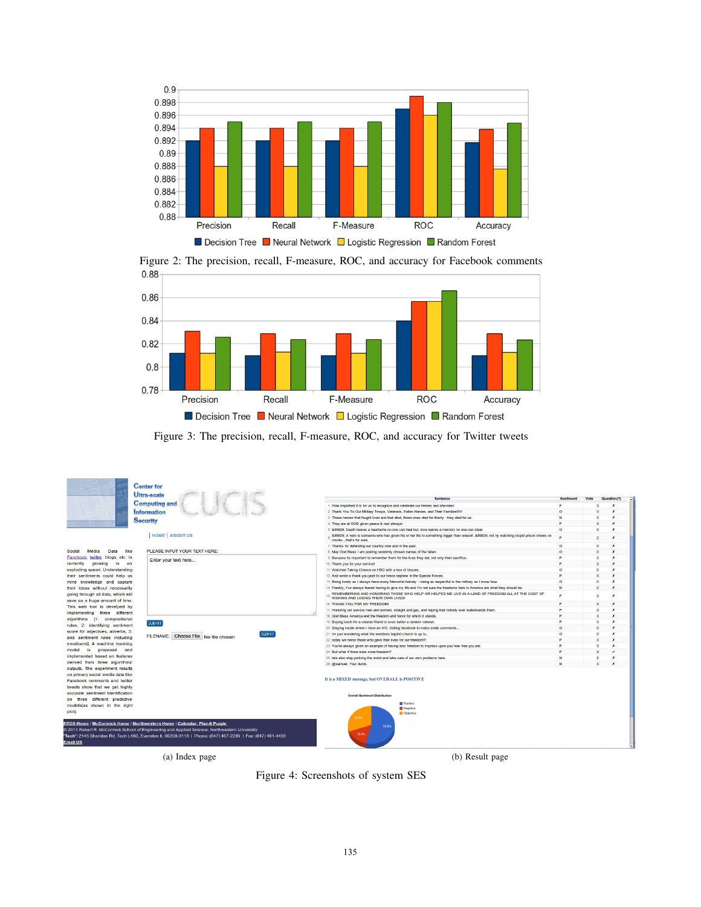Figure 2: The precision, recall, F-measure, ROC, and accuracy for Facebook comments

Figure 3: The precision, recall, F-measure, ROC, and accuracy for Twitter tweets

(a) Index page

(b) Result page

Figure 4: Screenshots of system SES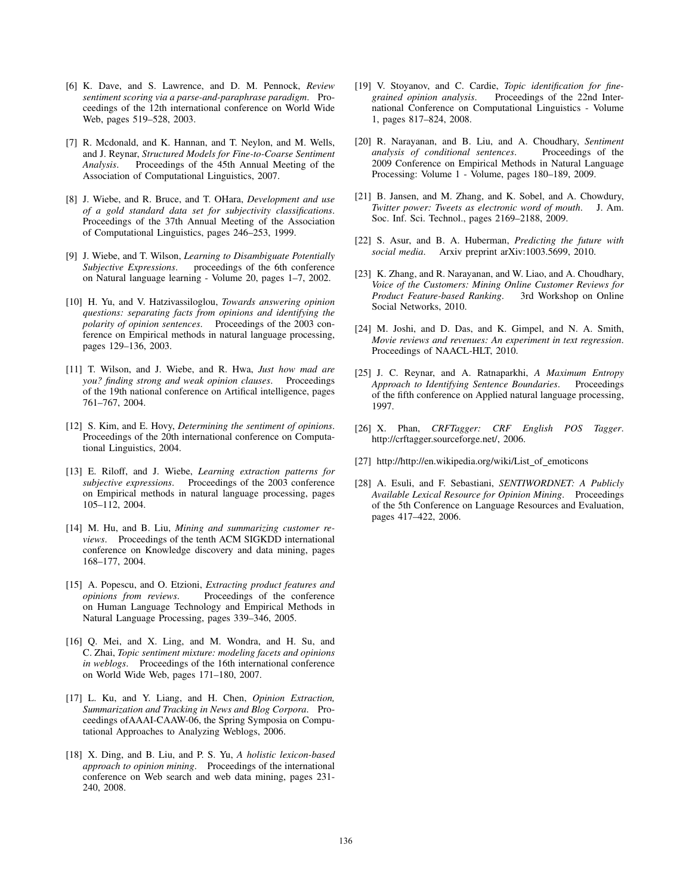[6] K. Dave, and S. Lawrence, and D. M. Pennock, *Review sentiment scoring via a parse-and-paraphrase paradigm*. Proceedings of the 12th international conference on World Wide Web, pages 519–528, 2003.

[7] R. Mcdonald, and K. Hannan, and T. Neylon, and M. Wells, and J. Reynar, *Structured Models for Fine-to-Coarse Sentiment Analysis*. Proceedings of the 45th Annual Meeting of the Association of Computational Linguistics, 2007.

[8] J. Wiebe, and R. Bruce, and T. OHara, *Development and use of a gold standard data set for subjectivity classifications*. Proceedings of the 37th Annual Meeting of the Association of Computational Linguistics, pages 246–253, 1999.

[9] J. Wiebe, and T. Wilson, *Learning to Disambiguate Potentially Subjective Expressions*. proceedings of the 6th conference on Natural language learning - Volume 20, pages 1–7, 2002.

[10] H. Yu, and V. Hatzivassiloglou, *Towards answering opinion questions: separating facts from opinions and identifying the polarity of opinion sentences*. Proceedings of the 2003 conference on Empirical methods in natural language processing, pages 129–136, 2003.

[11] T. Wilson, and J. Wiebe, and R. Hwa, *Just how mad are you? finding strong and weak opinion clauses*. Proceedings of the 19th national conference on Artifical intelligence, pages 761–767, 2004.

[12] S. Kim, and E. Hovy, *Determining the sentiment of opinions*. Proceedings of the 20th international conference on Computational Linguistics, 2004.

[13] E. Riloff, and J. Wiebe, *Learning extraction patterns for subjective expressions*. Proceedings of the 2003 conference on Empirical methods in natural language processing, pages 105–112, 2004.

[14] M. Hu, and B. Liu, *Mining and summarizing customer reviews*. Proceedings of the tenth ACM SIGKDD international conference on Knowledge discovery and data mining, pages 168–177, 2004.

[15] A. Popescu, and O. Etzioni, *Extracting product features and opinions from reviews*. Proceedings of the conference on Human Language Technology and Empirical Methods in Natural Language Processing, pages 339–346, 2005.

[16] Q. Mei, and X. Ling, and M. Wondra, and H. Su, and C. Zhai, *Topic sentiment mixture: modeling facets and opinions in weblogs*. Proceedings of the 16th international conference on World Wide Web, pages 171–180, 2007.

[17] L. Ku, and Y. Liang, and H. Chen, *Opinion Extraction, Summarization and Tracking in News and Blog Corpora*. Proceedings ofAAAI-CAAW-06, the Spring Symposia on Computational Approaches to Analyzing Weblogs, 2006.

[18] X. Ding, and B. Liu, and P. S. Yu, *A holistic lexicon-based approach to opinion mining*. Proceedings of the international conference on Web search and web data mining, pages 231-240, 2008.

[19] V. Stoyanov, and C. Cardie, *Topic identification for fine-grained opinion analysis*. Proceedings of the 22nd International Conference on Computational Linguistics - Volume 1, pages 817–824, 2008.

[20] R. Narayanan, and B. Liu, and A. Choudhary, *Sentiment analysis of conditional sentences*. Proceedings of the 2009 Conference on Empirical Methods in Natural Language Processing: Volume 1 - Volume, pages 180–189, 2009.

[21] B. Jansen, and M. Zhang, and K. Sobel, and A. Chowdury, *Twitter power: Tweets as electronic word of mouth*. J. Am. Soc. Inf. Sci. Technol., pages 2169–2188, 2009.

[22] S. Asur, and B. A. Huberman, *Predicting the future with social media*. Arxiv preprint arXiv:1003.5699, 2010.

[23] K. Zhang, and R. Narayanan, and W. Liao, and A. Choudhary, *Voice of the Customers: Mining Online Customer Reviews for Product Feature-based Ranking*. 3rd Workshop on Online Social Networks, 2010.

[24] M. Joshi, and D. Das, and K. Gimpel, and N. A. Smith, *Movie reviews and revenues: An experiment in text regression*. Proceedings of NAACL-HLT, 2010.

[25] J. C. Reynar, and A. Ratnaparkhi, *A Maximum Entropy Approach to Identifying Sentence Boundaries*. Proceedings of the fifth conference on Applied natural language processing, 1997.

[26] X. Phan, *CRFTagger: CRF English POS Tagger*. http://crftagger.sourceforge.net/, 2006.

[27] http://http://en.wikipedia.org/wiki/List_of_emoticons

[28] A. Esuli, and F. Sebastiani, *SENTIWORDNET: A Publicly Available Lexical Resource for Opinion Mining*. Proceedings of the 5th Conference on Language Resources and Evaluation, pages 417–422, 2006.